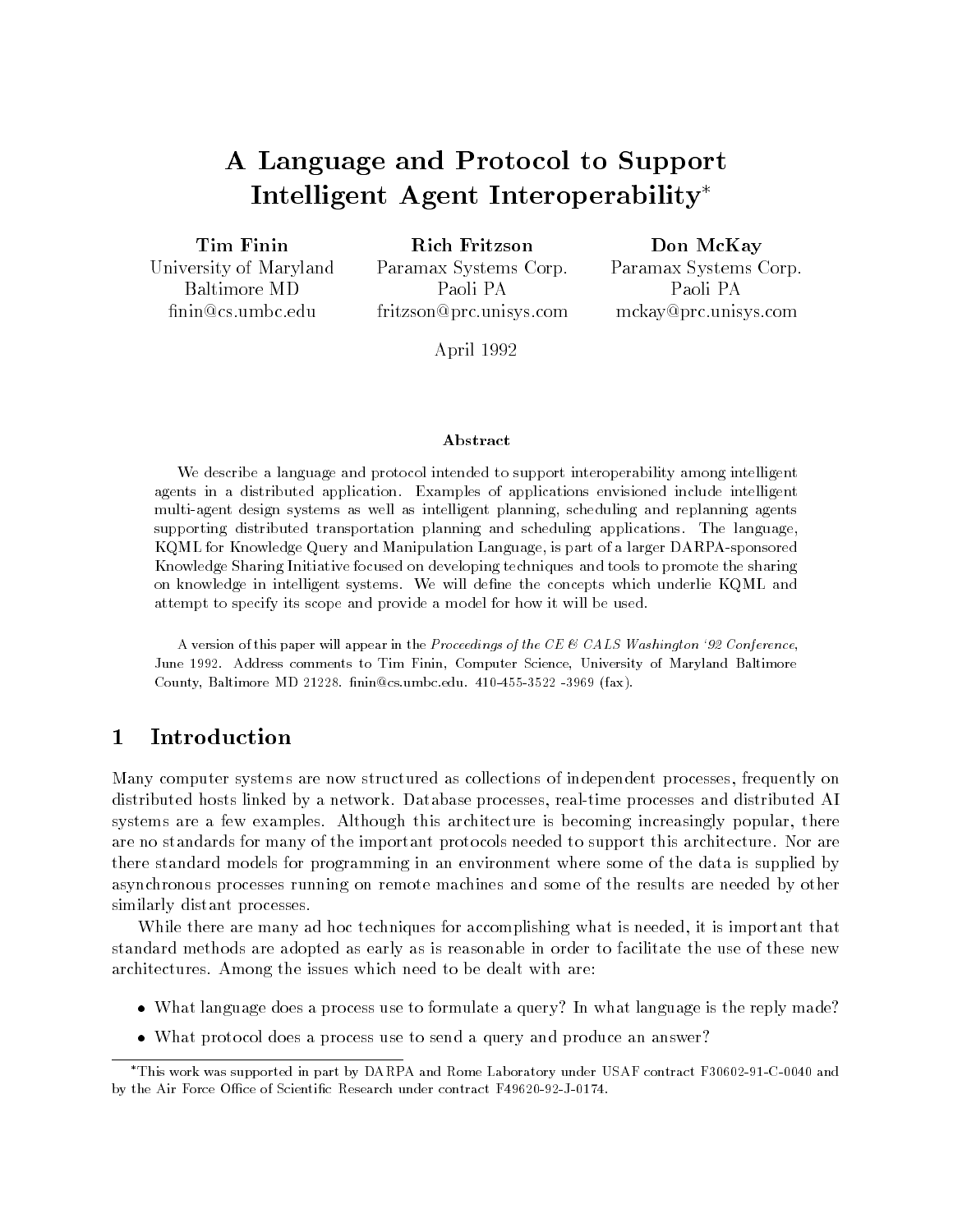# A Language and Protocol to Support Intelligent Agent Interoperability*

**Tim Finin**
University of Maryland
Baltimore MD
finin@cs.umbc.edu

**Rich Fritzson**
Paramax Systems Corp.
Paoli PA
fritzson@prc.unisys.com

**Don McKay**
Paramax Systems Corp.
Paoli PA
mckay@prc.unisys.com

April 1992

### Abstract

We describe a language and protocol intended to support interoperability among intelligent agents in a distributed application. Examples of applications envisioned include intelligent multi-agent design systems as well as intelligent planning, scheduling and replanning agents supporting distributed transportation planning and scheduling applications. The language, KQML for Knowledge Query and Manipulation Language, is part of a larger DARPA-sponsored Knowledge Sharing Initiative focused on developing techniques and tools to promote the sharing on knowledge in intelligent systems. We will define the concepts which underlie KQML and attempt to specify its scope and provide a model for how it will be used.

A version of this paper will appear in the *Proceedings of the CE & CALS Washington '92 Conference*, June 1992. Address comments to Tim Finin, Computer Science, University of Maryland Baltimore County, Baltimore MD 21228. finin@cs.umbc.edu. 410-455-3522 -3969 (fax).

## 1 Introduction

Many computer systems are now structured as collections of independent processes, frequently on distributed hosts linked by a network. Database processes, real-time processes and distributed AI systems are a few examples. Although this architecture is becoming increasingly popular, there are no standards for many of the important protocols needed to support this architecture. Nor are there standard models for programming in an environment where some of the data is supplied by asynchronous processes running on remote machines and some of the results are needed by other similarly distant processes.

While there are many ad hoc techniques for accomplishing what is needed, it is important that standard methods are adopted as early as is reasonable in order to facilitate the use of these new architectures. Among the issues which need to be dealt with are:

- What language does a process use to formulate a query? In what language is the reply made?
- What protocol does a process use to send a query and produce an answer?

*This work was supported in part by DARPA and Rome Laboratory under USAF contract F30602-91-C-0040 and by the Air Force Office of Scientific Research under contract F49620-92-J-0174.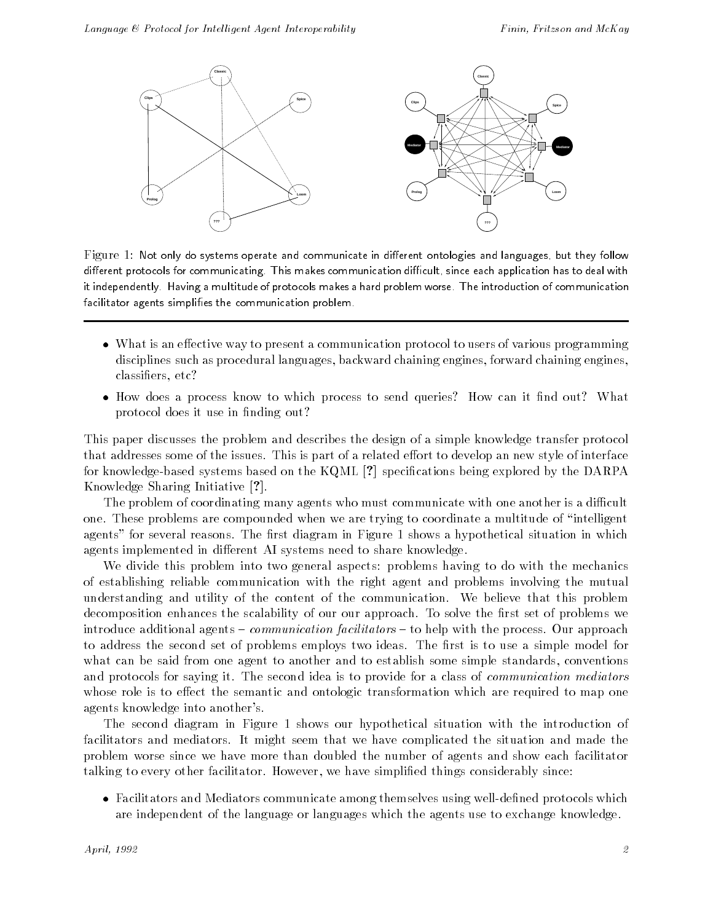Figure 1: Not only do systems operate and communicate in different ontologies and languages, but they follow different protocols for communicating. This makes communication difficult, since each application has to deal with it independently. Having a multitude of protocols makes a hard problem worse. The introduction of communication facilitator agents simplifies the communication problem.

---

- What is an effective way to present a communication protocol to users of various programming disciplines such as procedural languages, backward chaining engines, forward chaining engines, classifiers, etc?
- How does a process know to which process to send queries? How can it find out? What protocol does it use in finding out?

This paper discusses the problem and describes the design of a simple knowledge transfer protocol that addresses some of the issues. This is part of a related effort to develop an new style of interface for knowledge-based systems based on the KQML [?] specifications being explored by the DARPA Knowledge Sharing Initiative [?].

The problem of coordinating many agents who must communicate with one another is a difficult one. These problems are compounded when we are trying to coordinate a multitude of "intelligent agents" for several reasons. The first diagram in Figure 1 shows a hypothetical situation in which agents implemented in different AI systems need to share knowledge.

We divide this problem into two general aspects: problems having to do with the mechanics of establishing reliable communication with the right agent and problems involving the mutual understanding and utility of the content of the communication. We believe that this problem decomposition enhances the scalability of our our approach. To solve the first set of problems we introduce additional agents – *communication facilitators* – to help with the process. Our approach to address the second set of problems employs two ideas. The first is to use a simple model for what can be said from one agent to another and to establish some simple standards, conventions and protocols for saying it. The second idea is to provide for a class of *communication mediators* whose role is to effect the semantic and ontologic transformation which are required to map one agents knowledge into another's.

The second diagram in Figure 1 shows our hypothetical situation with the introduction of facilitators and mediators. It might seem that we have complicated the situation and made the problem worse since we have more than doubled the number of agents and show each facilitator talking to every other facilitator. However, we have simplified things considerably since:

- Facilitators and Mediators communicate among themselves using well-defined protocols which are independent of the language or languages which the agents use to exchange knowledge.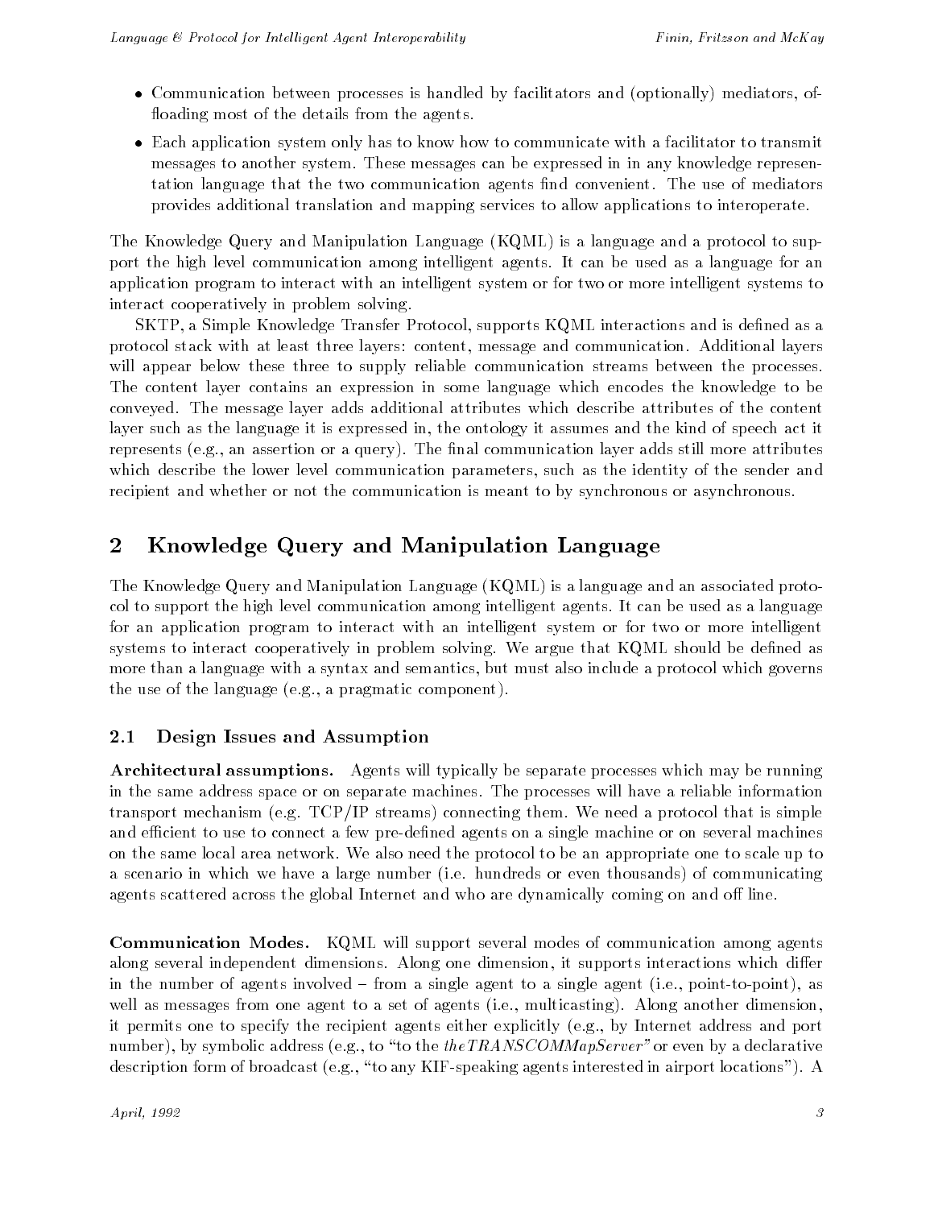- Communication between processes is handled by facilitators and (optionally) mediators, offloading most of the details from the agents.
- Each application system only has to know how to communicate with a facilitator to transmit messages to another system. These messages can be expressed in in any knowledge representation language that the two communication agents find convenient. The use of mediators provides additional translation and mapping services to allow applications to interoperate.

The Knowledge Query and Manipulation Language (KQML) is a language and a protocol to support the high level communication among intelligent agents. It can be used as a language for an application program to interact with an intelligent system or for two or more intelligent systems to interact cooperatively in problem solving.

SKTP, a Simple Knowledge Transfer Protocol, supports KQML interactions and is defined as a protocol stack with at least three layers: content, message and communication. Additional layers will appear below these three to supply reliable communication streams between the processes. The content layer contains an expression in some language which encodes the knowledge to be conveyed. The message layer adds additional attributes which describe attributes of the content layer such as the language it is expressed in, the ontology it assumes and the kind of speech act it represents (e.g., an assertion or a query). The final communication layer adds still more attributes which describe the lower level communication parameters, such as the identity of the sender and recipient and whether or not the communication is meant to by synchronous or asynchronous.

## 2 Knowledge Query and Manipulation Language

The Knowledge Query and Manipulation Language (KQML) is a language and an associated protocol to support the high level communication among intelligent agents. It can be used as a language for an application program to interact with an intelligent system or for two or more intelligent systems to interact cooperatively in problem solving. We argue that KQML should be defined as more than a language with a syntax and semantics, but must also include a protocol which governs the use of the language (e.g., a pragmatic component).

### 2.1 Design Issues and Assumption

**Architectural assumptions.** Agents will typically be separate processes which may be running in the same address space or on separate machines. The processes will have a reliable information transport mechanism (e.g. TCP/IP streams) connecting them. We need a protocol that is simple and efficient to use to connect a few pre-defined agents on a single machine or on several machines on the same local area network. We also need the protocol to be an appropriate one to scale up to a scenario in which we have a large number (i.e. hundreds or even thousands) of communicating agents scattered across the global Internet and who are dynamically coming on and off line.

**Communication Modes.** KQML will support several modes of communication among agents along several independent dimensions. Along one dimension, it supports interactions which differ in the number of agents involved – from a single agent to a single agent (i.e., point-to-point), as well as messages from one agent to a set of agents (i.e., multicasting). Along another dimension, it permits one to specify the recipient agents either explicitly (e.g., by Internet address and port number), by symbolic address (e.g., to "to the *theTRANSCOMMapServer*" or even by a declarative description form of broadcast (e.g., "to any KIF-speaking agents interested in airport locations"). A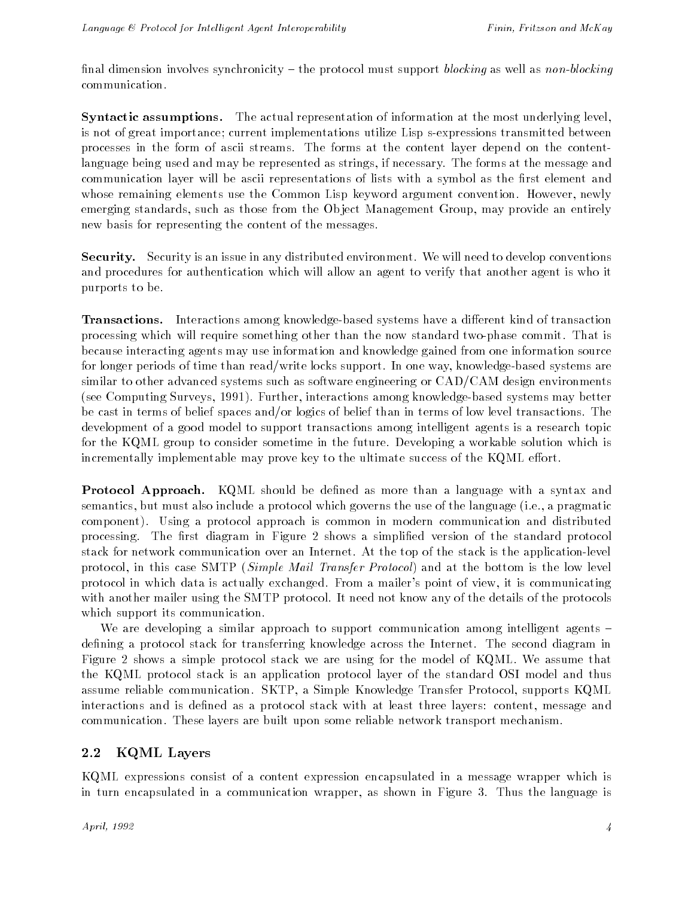final dimension involves synchronicity – the protocol must support *blocking* as well as *non-blocking* communication.

**Syntactic assumptions.** The actual representation of information at the most underlying level, is not of great importance; current implementations utilize Lisp s-expressions transmitted between processes in the form of ascii streams. The forms at the content layer depend on the content-language being used and may be represented as strings, if necessary. The forms at the message and communication layer will be ascii representations of lists with a symbol as the first element and whose remaining elements use the Common Lisp keyword argument convention. However, newly emerging standards, such as those from the Object Management Group, may provide an entirely new basis for representing the content of the messages.

**Security.** Security is an issue in any distributed environment. We will need to develop conventions and procedures for authentication which will allow an agent to verify that another agent is who it purports to be.

**Transactions.** Interactions among knowledge-based systems have a different kind of transaction processing which will require something other than the now standard two-phase commit. That is because interacting agents may use information and knowledge gained from one information source for longer periods of time than read/write locks support. In one way, knowledge-based systems are similar to other advanced systems such as software engineering or CAD/CAM design environments (see Computing Surveys, 1991). Further, interactions among knowledge-based systems may better be cast in terms of belief spaces and/or logics of belief than in terms of low level transactions. The development of a good model to support transactions among intelligent agents is a research topic for the KQML group to consider sometime in the future. Developing a workable solution which is incrementally implementable may prove key to the ultimate success of the KQML effort.

**Protocol Approach.** KQML should be defined as more than a language with a syntax and semantics, but must also include a protocol which governs the use of the language (i.e., a pragmatic component). Using a protocol approach is common in modern communication and distributed processing. The first diagram in Figure 2 shows a simplified version of the standard protocol stack for network communication over an Internet. At the top of the stack is the application-level protocol, in this case SMTP (*Simple Mail Transfer Protocol*) and at the bottom is the low level protocol in which data is actually exchanged. From a mailer's point of view, it is communicating with another mailer using the SMTP protocol. It need not know any of the details of the protocols which support its communication.

We are developing a similar approach to support communication among intelligent agents – defining a protocol stack for transferring knowledge across the Internet. The second diagram in Figure 2 shows a simple protocol stack we are using for the model of KQML. We assume that the KQML protocol stack is an application protocol layer of the standard OSI model and thus assume reliable communication. SKTP, a Simple Knowledge Transfer Protocol, supports KQML interactions and is defined as a protocol stack with at least three layers: content, message and communication. These layers are built upon some reliable network transport mechanism.

## 2.2 KQML Layers

KQML expressions consist of a content expression encapsulated in a message wrapper which is in turn encapsulated in a communication wrapper, as shown in Figure 3. Thus the language is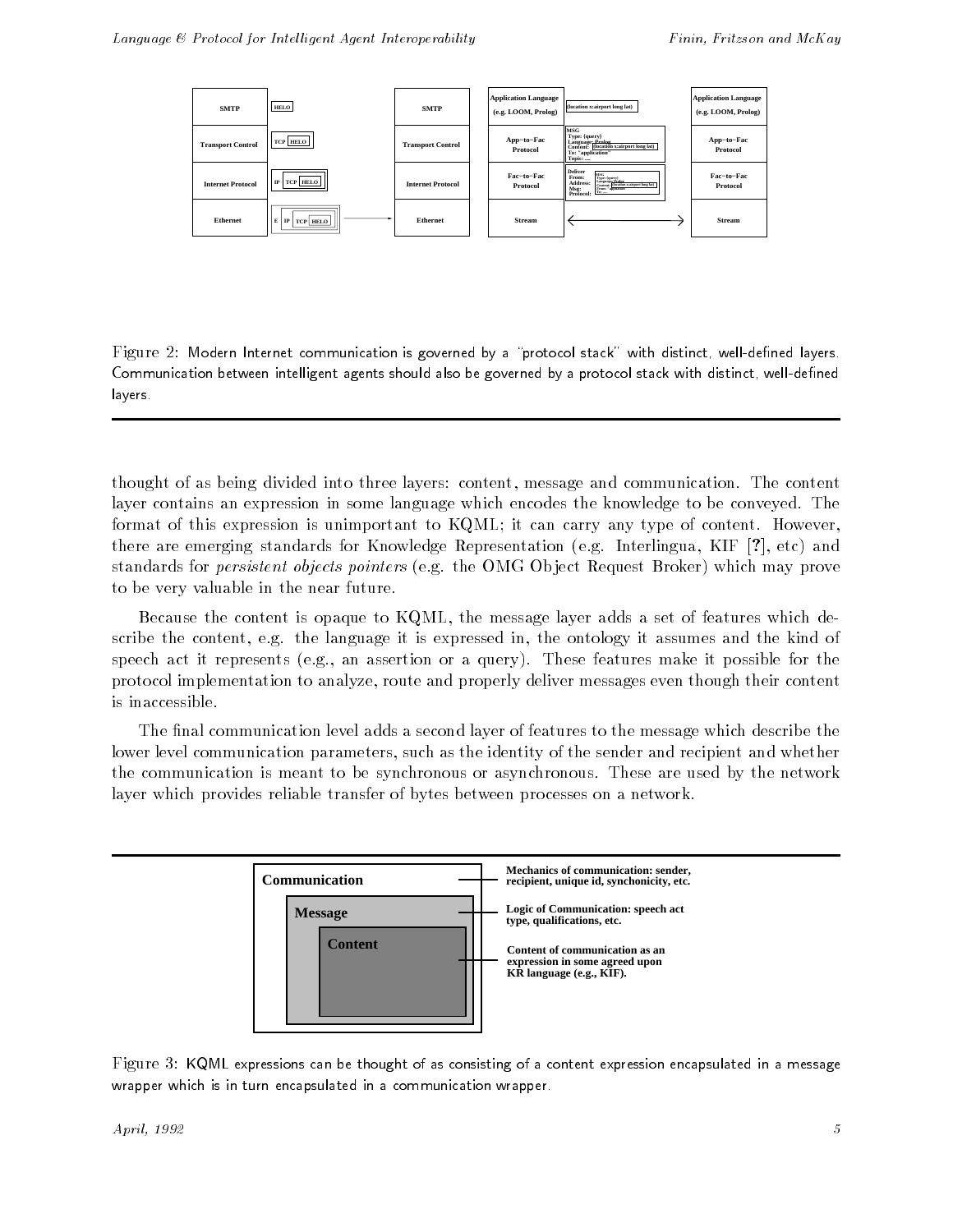Figure 2: Modern Internet communication is governed by a "protocol stack" with distinct, well-defined layers. Communication between intelligent agents should also be governed by a protocol stack with distinct, well-defined layers.

thought of as being divided into three layers: content, message and communication. The content layer contains an expression in some language which encodes the knowledge to be conveyed. The format of this expression is unimportant to KQML; it can carry any type of content. However, there are emerging standards for Knowledge Representation (e.g. Interlingua, KIF [?], etc) and standards for *persistent objects pointers* (e.g. the OMG Object Request Broker) which may prove to be very valuable in the near future.

Because the content is opaque to KQML, the message layer adds a set of features which describe the content, e.g. the language it is expressed in, the ontology it assumes and the kind of speech act it represents (e.g., an assertion or a query). These features make it possible for the protocol implementation to analyze, route and properly deliver messages even though their content is inaccessible.

The final communication level adds a second layer of features to the message which describe the lower level communication parameters, such as the identity of the sender and recipient and whether the communication is meant to be synchronous or asynchronous. These are used by the network layer which provides reliable transfer of bytes between processes on a network.

Figure 3: KQML expressions can be thought of as consisting of a content expression encapsulated in a message wrapper which is in turn encapsulated in a communication wrapper.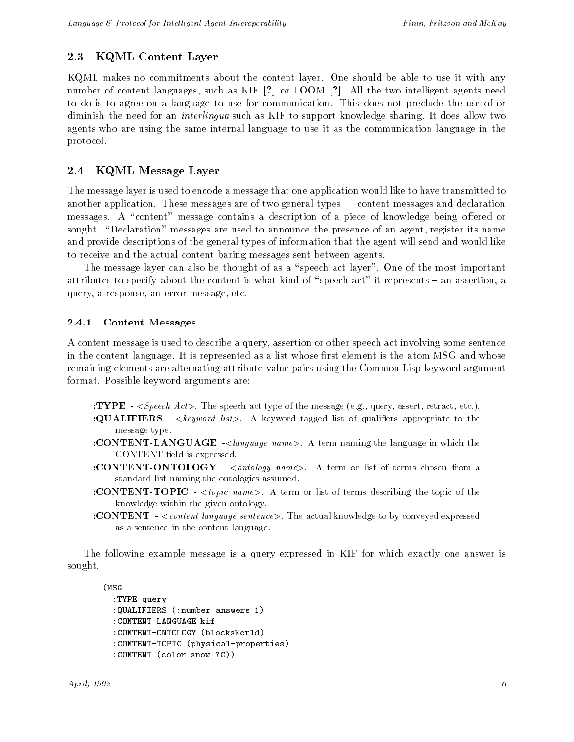## 2.3 KQML Content Layer

KQML makes no commitments about the content layer. One should be able to use it with any number of content languages, such as KIF [?] or LOOM [?]. All the two intelligent agents need to do is to agree on a language to use for communication. This does not preclude the use of or diminish the need for an *interlingua* such as KIF to support knowledge sharing. It does allow two agents who are using the same internal language to use it as the communication language in the protocol.

## 2.4 KQML Message Layer

The message layer is used to encode a message that one application would like to have transmitted to another application. These messages are of two general types — content messages and declaration messages. A "content" message contains a description of a piece of knowledge being offered or sought. "Declaration" messages are used to announce the presence of an agent, register its name and provide descriptions of the general types of information that the agent will send and would like to receive and the actual content baring messages sent between agents.

The message layer can also be thought of as a "speech act layer". One of the most important attributes to specify about the content is what kind of "speech act" it represents – an assertion, a query, a response, an error message, etc.

### 2.4.1 Content Messages

A content message is used to describe a query, assertion or other speech act involving some sentence in the content language. It is represented as a list whose first element is the atom MSG and whose remaining elements are alternating attribute-value pairs using the Common Lisp keyword argument format. Possible keyword arguments are:

**:TYPE** - <*Speech Act*>. The speech act type of the message (e.g., query, assert, retract, etc.).

**:QUALIFIERS** - <*keyword list*>. A keyword tagged list of qualifiers appropriate to the message type.

**:CONTENT-LANGUAGE** -<*language name*>. A term naming the language in which the CONTENT field is expressed.

**:CONTENT-ONTOLOGY** - <*ontology name*>. A term or list of terms chosen from a standard list naming the ontologies assumed.

**:CONTENT-TOPIC** - <*topic name*>. A term or list of terms describing the topic of the knowledge within the given ontology.

**:CONTENT** - <*content language sentence*>. The actual knowledge to by conveyed expressed as a sentence in the content-language.

The following example message is a query expressed in KIF for which exactly one answer is sought.

```
(MSG
  :TYPE query
  :QUALIFIERS (:number-answers 1)
  :CONTENT-LANGUAGE kif
  :CONTENT-ONTOLOGY (blocksWorld)
  :CONTENT-TOPIC (physical-properties)
  :CONTENT (color snow ?C))
```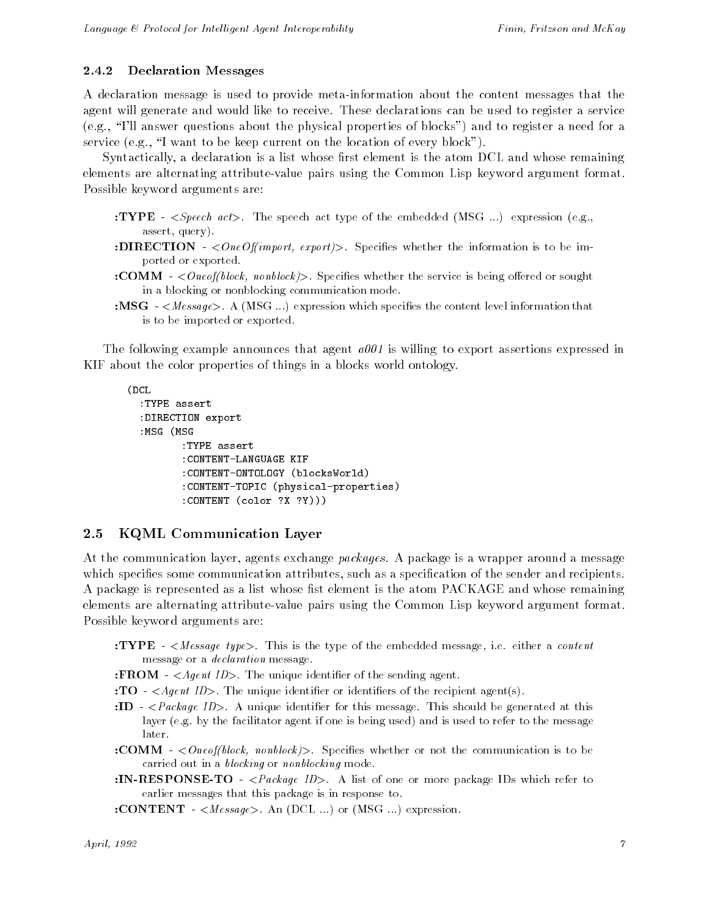### 2.4.2 Declaration Messages

A declaration message is used to provide meta-information about the content messages that the agent will generate and would like to receive. These declarations can be used to register a service (e.g., "I'll answer questions about the physical properties of blocks") and to register a need for a service (e.g., "I want to be keep current on the location of every block").

Syntactically, a declaration is a list whose first element is the atom DCL and whose remaining elements are alternating attribute-value pairs using the Common Lisp keyword argument format. Possible keyword arguments are:

**:TYPE** - <*Speech act*>. The speech act type of the embedded (MSG ...) expression (e.g., assert, query).

**:DIRECTION** - <*OneOf(import, export)*>. Specifies whether the information is to be imported or exported.

**:COMM** - <*Oneof(block, nonblock)*>. Specifies whether the service is being offered or sought in a blocking or nonblocking communication mode.

**:MSG** - <*Message*>. A (MSG ...) expression which specifies the content level information that is to be imported or exported.

The following example announces that agent *a001* is willing to export assertions expressed in KIF about the color properties of things in a blocks world ontology.

```
(DCL
  :TYPE assert
  :DIRECTION export
  :MSG (MSG
         :TYPE assert
         :CONTENT-LANGUAGE KIF
         :CONTENT-ONTOLOGY (blocksWorld)
         :CONTENT-TOPIC (physical-properties)
         :CONTENT (color ?X ?Y)))
```

## 2.5 KQML Communication Layer

At the communication layer, agents exchange *packages*. A package is a wrapper around a message which specifies some communication attributes, such as a specification of the sender and recipients. A package is represented as a list whose fist element is the atom PACKAGE and whose remaining elements are alternating attribute-value pairs using the Common Lisp keyword argument format. Possible keyword arguments are:

**:TYPE** - <*Message type*>. This is the type of the embedded message, i.e. either a *content* message or a *declaration* message.

**:FROM** - <*Agent ID*>. The unique identifier of the sending agent.

**:TO** - <*Agent ID*>. The unique identifier or identifiers of the recipient agent(s).

**:ID** - <*Package ID*>. A unique identifier for this message. This should be generated at this layer (e.g. by the facilitator agent if one is being used) and is used to refer to the message later.

**:COMM** - <*Oneof(block, nonblock)*>. Specifies whether or not the communication is to be carried out in a *blocking* or *nonblocking* mode.

**:IN-RESPONSE-TO** - <*Package ID*>. A list of one or more package IDs which refer to earlier messages that this package is in response to.

**:CONTENT** - <*Message*>. An (DCL ...) or (MSG ...) expression.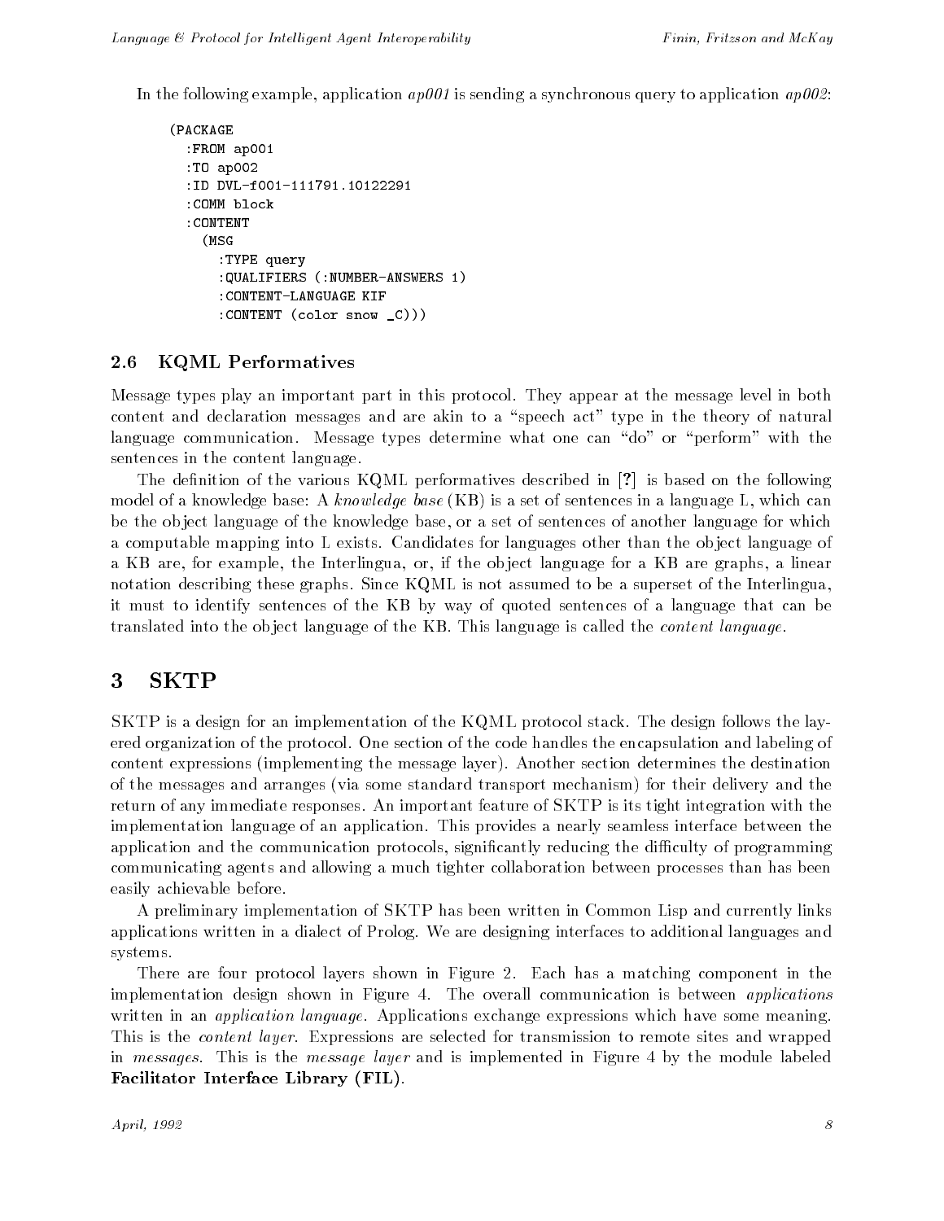In the following example, application *ap001* is sending a synchronous query to application *ap002*:

```
(PACKAGE
  :FROM ap001
  :TO ap002
  :ID DVL-f001-111791.10122291
  :COMM block
  :CONTENT
    (MSG
      :TYPE query
      :QUALIFIERS (:NUMBER-ANSWERS 1)
      :CONTENT-LANGUAGE KIF
      :CONTENT (color snow _C)))
```

### 2.6 KQML Performatives

Message types play an important part in this protocol. They appear at the message level in both content and declaration messages and are akin to a "speech act" type in the theory of natural language communication. Message types determine what one can "do" or "perform" with the sentences in the content language.

The definition of the various KQML performatives described in [?] is based on the following model of a knowledge base: A *knowledge base* (KB) is a set of sentences in a language L, which can be the object language of the knowledge base, or a set of sentences of another language for which a computable mapping into L exists. Candidates for languages other than the object language of a KB are, for example, the Interlingua, or, if the object language for a KB are graphs, a linear notation describing these graphs. Since KQML is not assumed to be a superset of the Interlingua, it must to identify sentences of the KB by way of quoted sentences of a language that can be translated into the object language of the KB. This language is called the *content language*.

## 3 SKTP

SKTP is a design for an implementation of the KQML protocol stack. The design follows the layered organization of the protocol. One section of the code handles the encapsulation and labeling of content expressions (implementing the message layer). Another section determines the destination of the messages and arranges (via some standard transport mechanism) for their delivery and the return of any immediate responses. An important feature of SKTP is its tight integration with the implementation language of an application. This provides a nearly seamless interface between the application and the communication protocols, significantly reducing the difficulty of programming communicating agents and allowing a much tighter collaboration between processes than has been easily achievable before.

A preliminary implementation of SKTP has been written in Common Lisp and currently links applications written in a dialect of Prolog. We are designing interfaces to additional languages and systems.

There are four protocol layers shown in Figure 2. Each has a matching component in the implementation design shown in Figure 4. The overall communication is between *applications* written in an *application language*. Applications exchange expressions which have some meaning. This is the *content layer*. Expressions are selected for transmission to remote sites and wrapped in *messages*. This is the *message layer* and is implemented in Figure 4 by the module labeled **Facilitator Interface Library (FIL)**.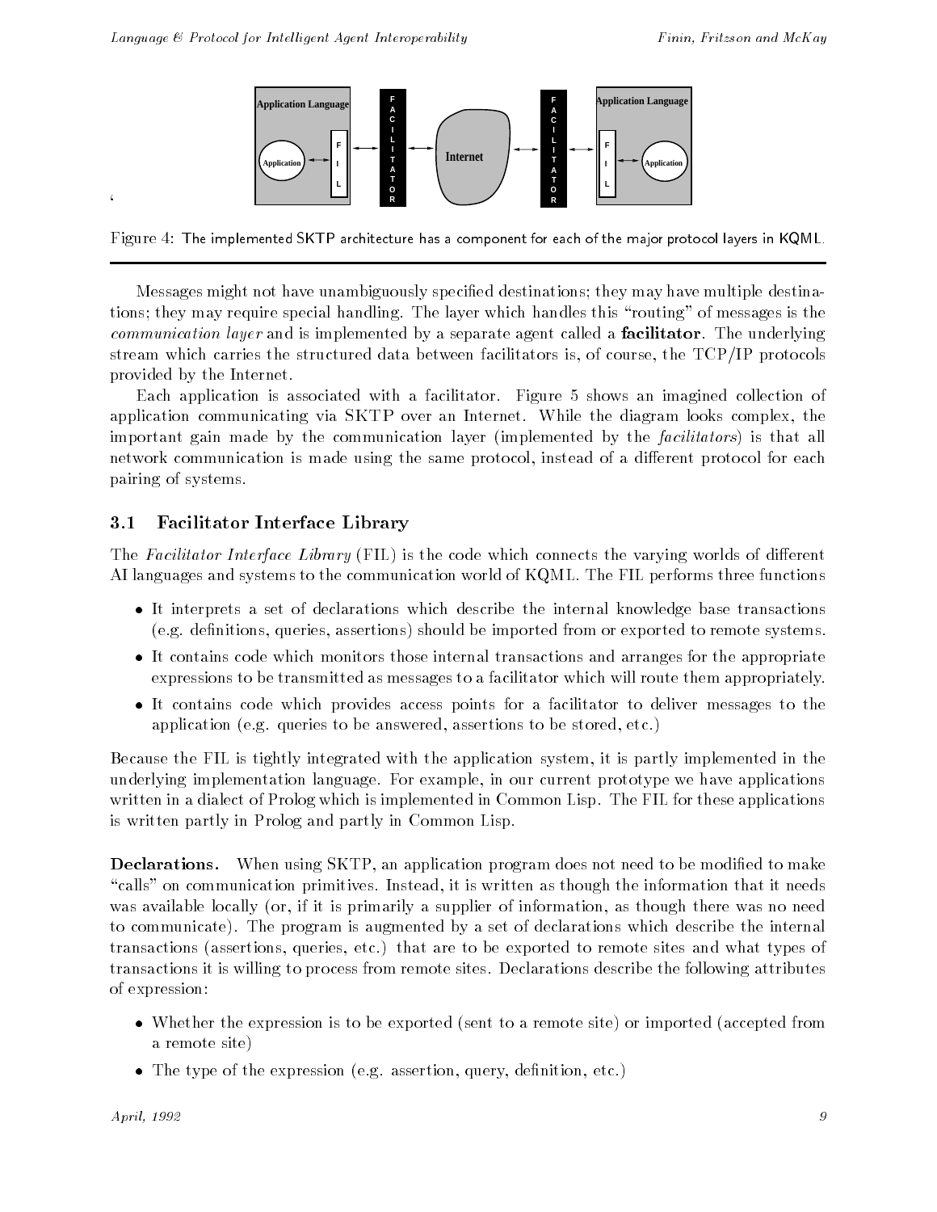Figure 4: The implemented SKTP architecture has a component for each of the major protocol layers in KQML.

Messages might not have unambiguously specified destinations; they may have multiple destinations; they may require special handling. The layer which handles this "routing" of messages is the *communication layer* and is implemented by a separate agent called a **facilitator**. The underlying stream which carries the structured data between facilitators is, of course, the TCP/IP protocols provided by the Internet.

Each application is associated with a facilitator. Figure 5 shows an imagined collection of application communicating via SKTP over an Internet. While the diagram looks complex, the important gain made by the communication layer (implemented by the *facilitators*) is that all network communication is made using the same protocol, instead of a different protocol for each pairing of systems.

## 3.1 Facilitator Interface Library

The *Facilitator Interface Library* (FIL) is the code which connects the varying worlds of different AI languages and systems to the communication world of KQML. The FIL performs three functions

- It interprets a set of declarations which describe the internal knowledge base transactions (e.g. definitions, queries, assertions) should be imported from or exported to remote systems.
- It contains code which monitors those internal transactions and arranges for the appropriate expressions to be transmitted as messages to a facilitator which will route them appropriately.
- It contains code which provides access points for a facilitator to deliver messages to the application (e.g. queries to be answered, assertions to be stored, etc.)

Because the FIL is tightly integrated with the application system, it is partly implemented in the underlying implementation language. For example, in our current prototype we have applications written in a dialect of Prolog which is implemented in Common Lisp. The FIL for these applications is written partly in Prolog and partly in Common Lisp.

**Declarations.** When using SKTP, an application program does not need to be modified to make "calls" on communication primitives. Instead, it is written as though the information that it needs was available locally (or, if it is primarily a supplier of information, as though there was no need to communicate). The program is augmented by a set of declarations which describe the internal transactions (assertions, queries, etc.) that are to be exported to remote sites and what types of transactions it is willing to process from remote sites. Declarations describe the following attributes of expression:

- Whether the expression is to be exported (sent to a remote site) or imported (accepted from a remote site)
- The type of the expression (e.g. assertion, query, definition, etc.)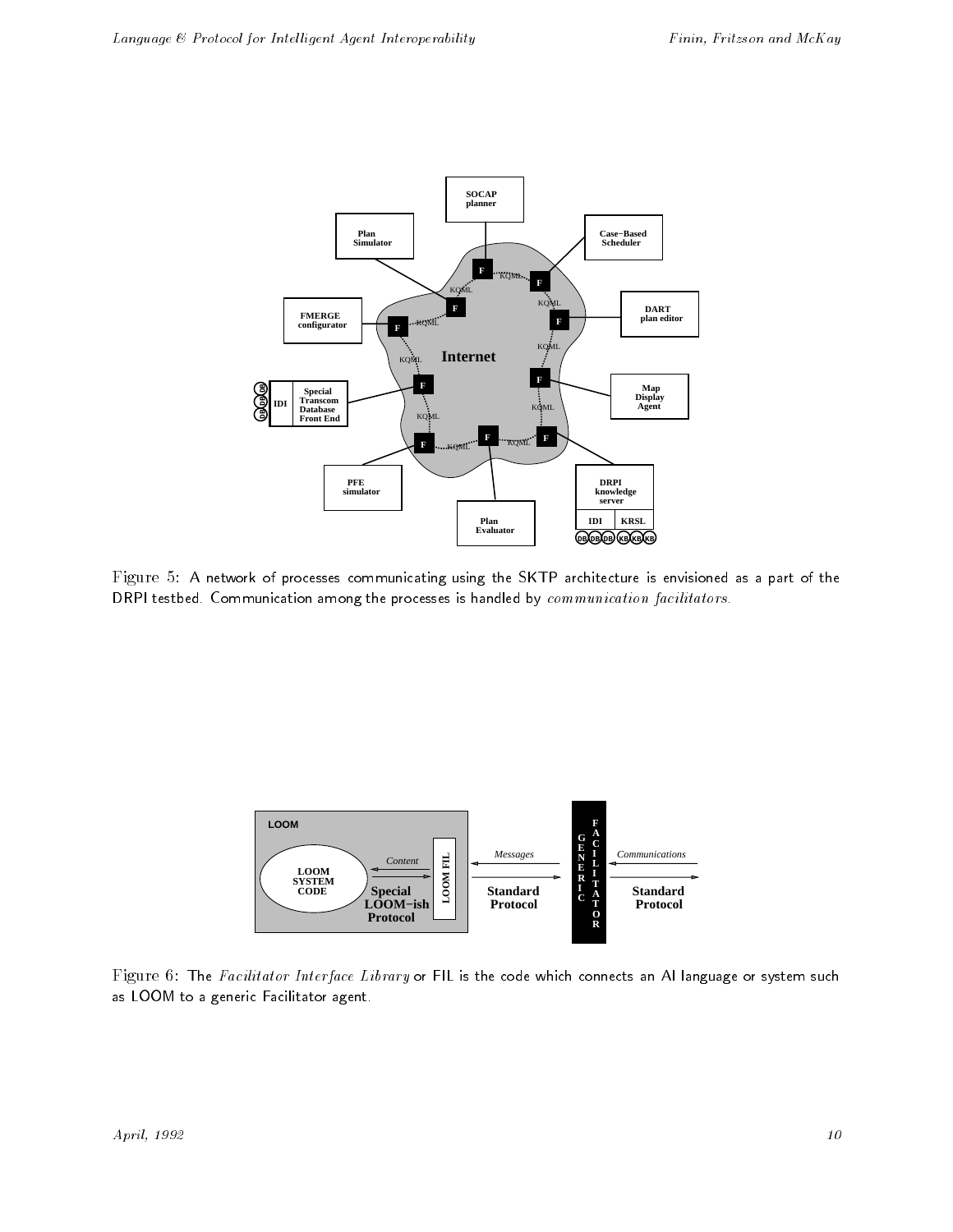Figure 5: A network of processes communicating using the SKTP architecture is envisioned as a part of the DRPI testbed. Communication among the processes is handled by *communication facilitators*.

Figure 6: The *Facilitator Interface Library* or FIL is the code which connects an AI language or system such as LOOM to a generic Facilitator agent.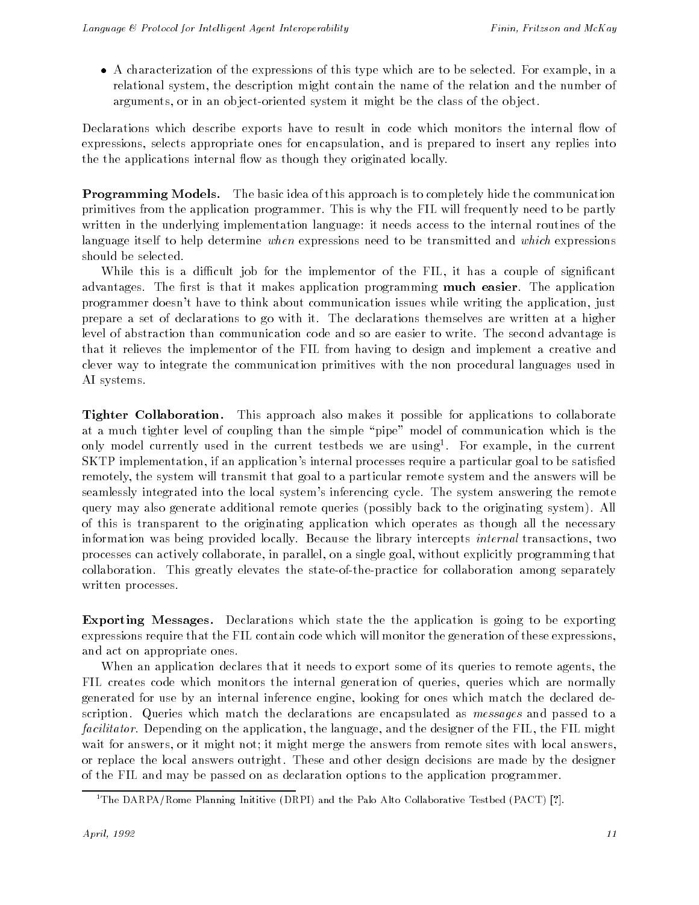- A characterization of the expressions of this type which are to be selected. For example, in a relational system, the description might contain the name of the relation and the number of arguments, or in an object-oriented system it might be the class of the object.

Declarations which describe exports have to result in code which monitors the internal flow of expressions, selects appropriate ones for encapsulation, and is prepared to insert any replies into the the applications internal flow as though they originated locally.

**Programming Models.** The basic idea of this approach is to completely hide the communication primitives from the application programmer. This is why the FIL will frequently need to be partly written in the underlying implementation language: it needs access to the internal routines of the language itself to help determine *when* expressions need to be transmitted and *which* expressions should be selected.

While this is a difficult job for the implementor of the FIL, it has a couple of significant advantages. The first is that it makes application programming **much easier**. The application programmer doesn't have to think about communication issues while writing the application, just prepare a set of declarations to go with it. The declarations themselves are written at a higher level of abstraction than communication code and so are easier to write. The second advantage is that it relieves the implementor of the FIL from having to design and implement a creative and clever way to integrate the communication primitives with the non procedural languages used in AI systems.

**Tighter Collaboration.** This approach also makes it possible for applications to collaborate at a much tighter level of coupling than the simple "pipe" model of communication which is the only model currently used in the current testbeds we are using[1]. For example, in the current SKTP implementation, if an application's internal processes require a particular goal to be satisfied remotely, the system will transmit that goal to a particular remote system and the answers will be seamlessly integrated into the local system's inferencing cycle. The system answering the remote query may also generate additional remote queries (possibly back to the originating system). All of this is transparent to the originating application which operates as though all the necessary information was being provided locally. Because the library intercepts *internal* transactions, two processes can actively collaborate, in parallel, on a single goal, without explicitly programming that collaboration. This greatly elevates the state-of-the-practice for collaboration among separately written processes.

**Exporting Messages.** Declarations which state the the application is going to be exporting expressions require that the FIL contain code which will monitor the generation of these expressions, and act on appropriate ones.

When an application declares that it needs to export some of its queries to remote agents, the FIL creates code which monitors the internal generation of queries, queries which are normally generated for use by an internal inference engine, looking for ones which match the declared description. Queries which match the declarations are encapsulated as *messages* and passed to a *facilitator*. Depending on the application, the language, and the designer of the FIL, the FIL might wait for answers, or it might not; it might merge the answers from remote sites with local answers, or replace the local answers outright. These and other design decisions are made by the designer of the FIL and may be passed on as declaration options to the application programmer.

[1]The DARPA/Rome Planning Inititive (DRPI) and the Palo Alto Collaborative Testbed (PACT) [?].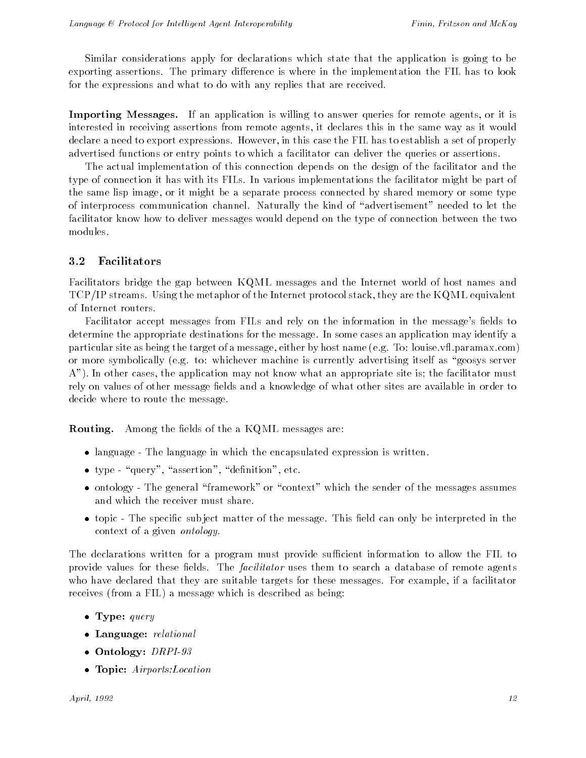Similar considerations apply for declarations which state that the application is going to be exporting assertions. The primary difference is where in the implementation the FIL has to look for the expressions and what to do with any replies that are received.

**Importing Messages.** If an application is willing to answer queries for remote agents, or it is interested in receiving assertions from remote agents, it declares this in the same way as it would declare a need to export expressions. However, in this case the FIL has to establish a set of properly advertised functions or entry points to which a facilitator can deliver the queries or assertions.

The actual implementation of this connection depends on the design of the facilitator and the type of connection it has with its FILs. In various implementations the facilitator might be part of the same lisp image, or it might be a separate process connected by shared memory or some type of interprocess communication channel. Naturally the kind of "advertisement" needed to let the facilitator know how to deliver messages would depend on the type of connection between the two modules.

## 3.2 Facilitators

Facilitators bridge the gap between KQML messages and the Internet world of host names and TCP/IP streams. Using the metaphor of the Internet protocol stack, they are the KQML equivalent of Internet routers.

Facilitator accept messages from FILs and rely on the information in the message's fields to determine the appropriate destinations for the message. In some cases an application may identify a particular site as being the target of a message, either by host name (e.g. To: louise.vfl.paramax.com) or more symbolically (e.g. to: whichever machine is currently advertising itself as "geosys server A"). In other cases, the application may not know what an appropriate site is; the facilitator must rely on values of other message fields and a knowledge of what other sites are available in order to decide where to route the message.

**Routing.** Among the fields of the a KQML messages are:

- language - The language in which the encapsulated expression is written.
- type - "query", "assertion", "definition", etc.
- ontology - The general "framework" or "context" which the sender of the messages assumes and which the receiver must share.
- topic - The specific subject matter of the message. This field can only be interpreted in the context of a given *ontology*.

The declarations written for a program must provide sufficient information to allow the FIL to provide values for these fields. The *facilitator* uses them to search a database of remote agents who have declared that they are suitable targets for these messages. For example, if a facilitator receives (from a FIL) a message which is described as being:

- **Type:** *query*
- **Language:** *relational*
- **Ontology:** *DRPI-93*
- **Topic:** *Airports:Location*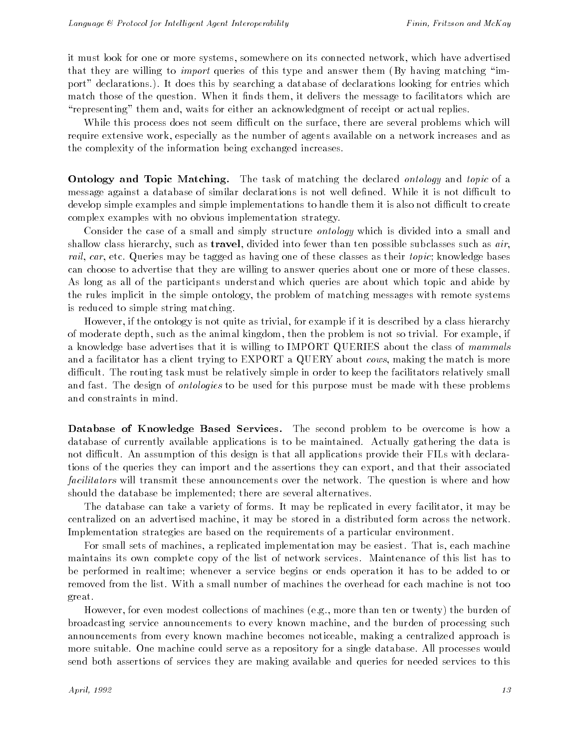it must look for one or more systems, somewhere on its connected network, which have advertised that they are willing to *import* queries of this type and answer them (By having matching "import" declarations.). It does this by searching a database of declarations looking for entries which match those of the question. When it finds them, it delivers the message to facilitators which are "representing" them and, waits for either an acknowledgment of receipt or actual replies.

While this process does not seem difficult on the surface, there are several problems which will require extensive work, especially as the number of agents available on a network increases and as the complexity of the information being exchanged increases.

**Ontology and Topic Matching.** The task of matching the declared *ontology* and *topic* of a message against a database of similar declarations is not well defined. While it is not difficult to develop simple examples and simple implementations to handle them it is also not difficult to create complex examples with no obvious implementation strategy.

Consider the case of a small and simply structure *ontology* which is divided into a small and shallow class hierarchy, such as **travel**, divided into fewer than ten possible subclasses such as *air*, *rail*, *car*, etc. Queries may be tagged as having one of these classes as their *topic*; knowledge bases can choose to advertise that they are willing to answer queries about one or more of these classes. As long as all of the participants understand which queries are about which topic and abide by the rules implicit in the simple ontology, the problem of matching messages with remote systems is reduced to simple string matching.

However, if the ontology is not quite as trivial, for example if it is described by a class hierarchy of moderate depth, such as the animal kingdom, then the problem is not so trivial. For example, if a knowledge base advertises that it is willing to IMPORT QUERIES about the class of *mammals* and a facilitator has a client trying to EXPORT a QUERY about *cows*, making the match is more difficult. The routing task must be relatively simple in order to keep the facilitators relatively small and fast. The design of *ontologies* to be used for this purpose must be made with these problems and constraints in mind.

**Database of Knowledge Based Services.** The second problem to be overcome is how a database of currently available applications is to be maintained. Actually gathering the data is not difficult. An assumption of this design is that all applications provide their FILs with declarations of the queries they can import and the assertions they can export, and that their associated *facilitators* will transmit these announcements over the network. The question is where and how should the database be implemented; there are several alternatives.

The database can take a variety of forms. It may be replicated in every facilitator, it may be centralized on an advertised machine, it may be stored in a distributed form across the network. Implementation strategies are based on the requirements of a particular environment.

For small sets of machines, a replicated implementation may be easiest. That is, each machine maintains its own complete copy of the list of network services. Maintenance of this list has to be performed in realtime; whenever a service begins or ends operation it has to be added to or removed from the list. With a small number of machines the overhead for each machine is not too great.

However, for even modest collections of machines (e.g., more than ten or twenty) the burden of broadcasting service announcements to every known machine, and the burden of processing such announcements from every known machine becomes noticeable, making a centralized approach is more suitable. One machine could serve as a repository for a single database. All processes would send both assertions of services they are making available and queries for needed services to this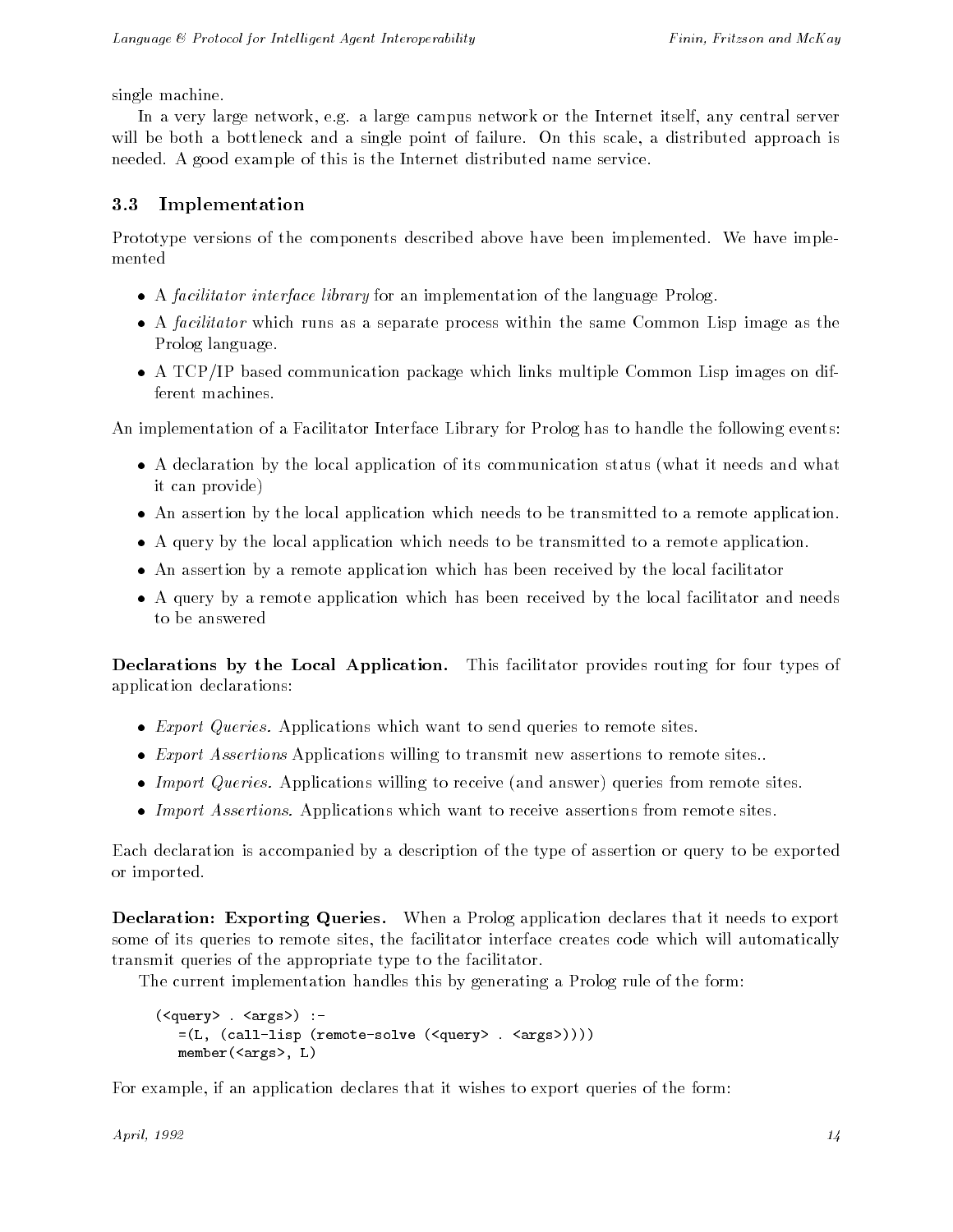single machine.

In a very large network, e.g. a large campus network or the Internet itself, any central server will be both a bottleneck and a single point of failure. On this scale, a distributed approach is needed. A good example of this is the Internet distributed name service.

### 3.3 Implementation

Prototype versions of the components described above have been implemented. We have implemented

- A *facilitator interface library* for an implementation of the language Prolog.
- A *facilitator* which runs as a separate process within the same Common Lisp image as the Prolog language.
- A TCP/IP based communication package which links multiple Common Lisp images on different machines.

An implementation of a Facilitator Interface Library for Prolog has to handle the following events:

- A declaration by the local application of its communication status (what it needs and what it can provide)
- An assertion by the local application which needs to be transmitted to a remote application.
- A query by the local application which needs to be transmitted to a remote application.
- An assertion by a remote application which has been received by the local facilitator
- A query by a remote application which has been received by the local facilitator and needs to be answered

**Declarations by the Local Application.** This facilitator provides routing for four types of application declarations:

- *Export Queries.* Applications which want to send queries to remote sites.
- *Export Assertions* Applications willing to transmit new assertions to remote sites..
- *Import Queries.* Applications willing to receive (and answer) queries from remote sites.
- *Import Assertions.* Applications which want to receive assertions from remote sites.

Each declaration is accompanied by a description of the type of assertion or query to be exported or imported.

**Declaration: Exporting Queries.** When a Prolog application declares that it needs to export some of its queries to remote sites, the facilitator interface creates code which will automatically transmit queries of the appropriate type to the facilitator.

The current implementation handles this by generating a Prolog rule of the form:

```
(<query> . <args>) :-
   =(L, (call-lisp (remote-solve (<query> . <args>))))
   member(<args>, L)
```

For example, if an application declares that it wishes to export queries of the form: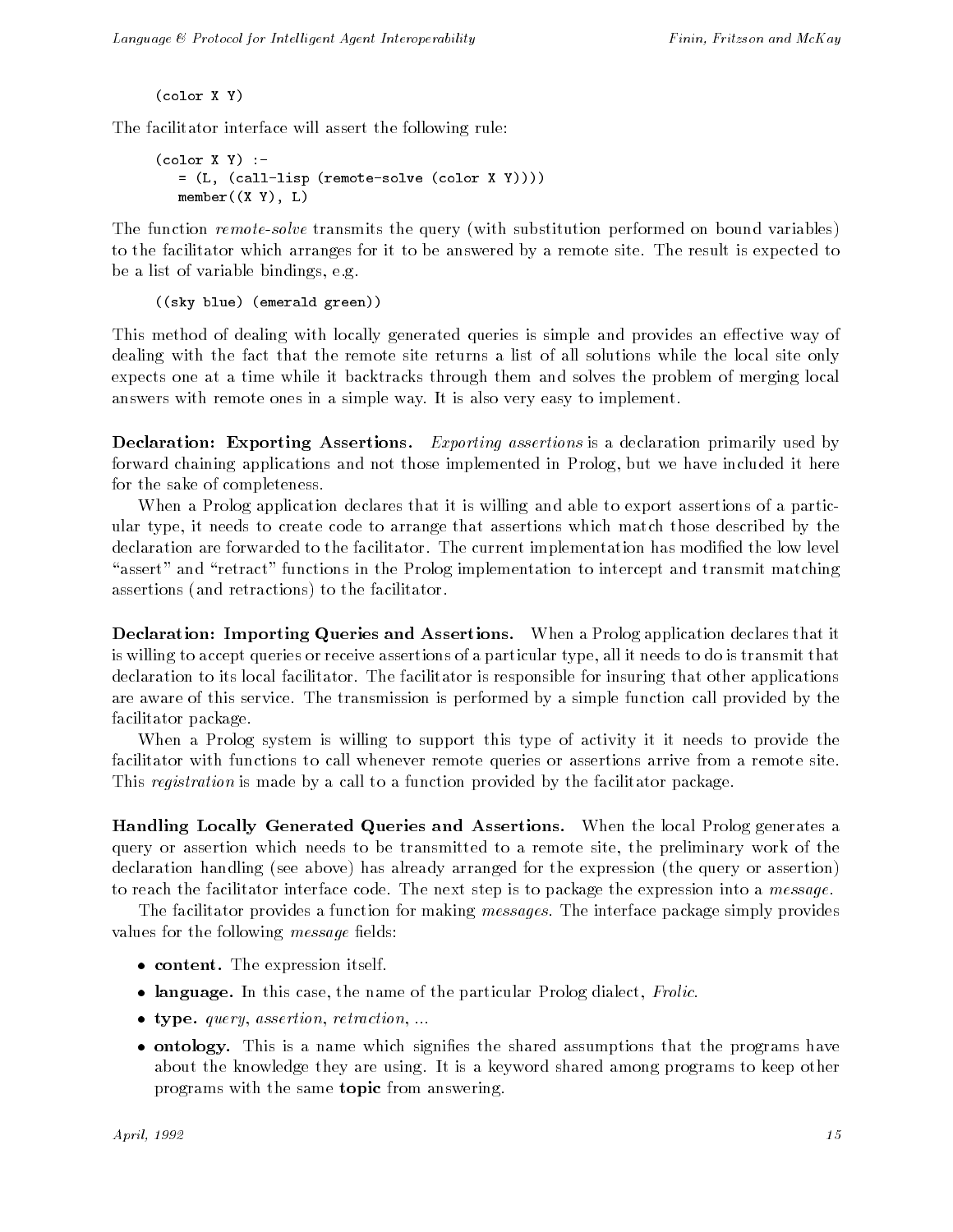```
(color X Y)
```

The facilitator interface will assert the following rule:

```
(color X Y) :-
   = (L, (call-lisp (remote-solve (color X Y))))
   member((X Y), L)
```

The function *remote-solve* transmits the query (with substitution performed on bound variables) to the facilitator which arranges for it to be answered by a remote site. The result is expected to be a list of variable bindings, e.g.

```
((sky blue) (emerald green))
```

This method of dealing with locally generated queries is simple and provides an effective way of dealing with the fact that the remote site returns a list of all solutions while the local site only expects one at a time while it backtracks through them and solves the problem of merging local answers with remote ones in a simple way. It is also very easy to implement.

**Declaration: Exporting Assertions.** *Exporting assertions* is a declaration primarily used by forward chaining applications and not those implemented in Prolog, but we have included it here for the sake of completeness.

When a Prolog application declares that it is willing and able to export assertions of a particular type, it needs to create code to arrange that assertions which match those described by the declaration are forwarded to the facilitator. The current implementation has modified the low level "assert" and "retract" functions in the Prolog implementation to intercept and transmit matching assertions (and retractions) to the facilitator.

**Declaration: Importing Queries and Assertions.** When a Prolog application declares that it is willing to accept queries or receive assertions of a particular type, all it needs to do is transmit that declaration to its local facilitator. The facilitator is responsible for insuring that other applications are aware of this service. The transmission is performed by a simple function call provided by the facilitator package.

When a Prolog system is willing to support this type of activity it it needs to provide the facilitator with functions to call whenever remote queries or assertions arrive from a remote site. This *registration* is made by a call to a function provided by the facilitator package.

**Handling Locally Generated Queries and Assertions.** When the local Prolog generates a query or assertion which needs to be transmitted to a remote site, the preliminary work of the declaration handling (see above) has already arranged for the expression (the query or assertion) to reach the facilitator interface code. The next step is to package the expression into a *message*.

The facilitator provides a function for making *messages*. The interface package simply provides values for the following *message* fields:

- **content.** The expression itself.
- **language.** In this case, the name of the particular Prolog dialect, *Frolic*.
- **type.** *query*, *assertion*, *retraction*, ...
- **ontology.** This is a name which signifies the shared assumptions that the programs have about the knowledge they are using. It is a keyword shared among programs to keep other programs with the same **topic** from answering.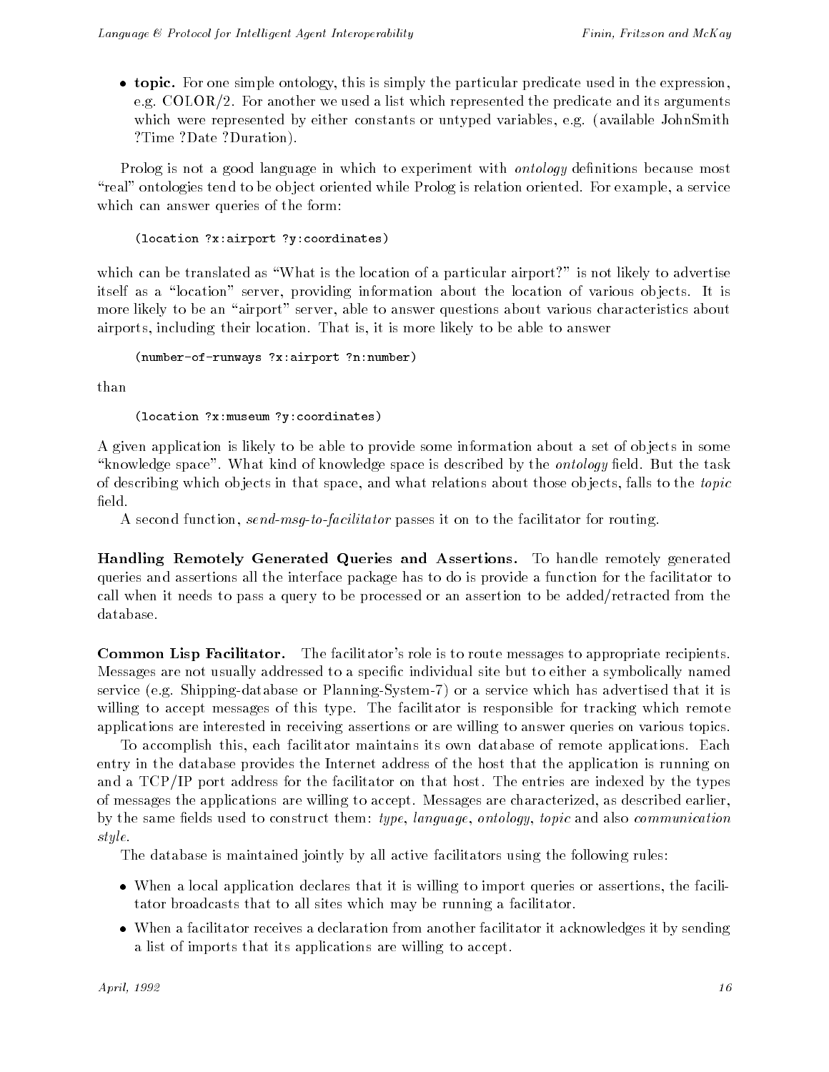- **topic.** For one simple ontology, this is simply the particular predicate used in the expression, e.g. COLOR/2. For another we used a list which represented the predicate and its arguments which were represented by either constants or untyped variables, e.g. (available JohnSmith ?Time ?Date ?Duration).

Prolog is not a good language in which to experiment with *ontology* definitions because most "real" ontologies tend to be object oriented while Prolog is relation oriented. For example, a service which can answer queries of the form:

```
(location ?x:airport ?y:coordinates)
```

which can be translated as "What is the location of a particular airport?" is not likely to advertise itself as a "location" server, providing information about the location of various objects. It is more likely to be an "airport" server, able to answer questions about various characteristics about airports, including their location. That is, it is more likely to be able to answer

```
(number-of-runways ?x:airport ?n:number)
```

than

```
(location ?x:museum ?y:coordinates)
```

A given application is likely to be able to provide some information about a set of objects in some "knowledge space". What kind of knowledge space is described by the *ontology* field. But the task of describing which objects in that space, and what relations about those objects, falls to the *topic* field.

A second function, *send-msg-to-facilitator* passes it on to the facilitator for routing.

**Handling Remotely Generated Queries and Assertions.** To handle remotely generated queries and assertions all the interface package has to do is provide a function for the facilitator to call when it needs to pass a query to be processed or an assertion to be added/retracted from the database.

**Common Lisp Facilitator.** The facilitator's role is to route messages to appropriate recipients. Messages are not usually addressed to a specific individual site but to either a symbolically named service (e.g. Shipping-database or Planning-System-7) or a service which has advertised that it is willing to accept messages of this type. The facilitator is responsible for tracking which remote applications are interested in receiving assertions or are willing to answer queries on various topics.

To accomplish this, each facilitator maintains its own database of remote applications. Each entry in the database provides the Internet address of the host that the application is running on and a TCP/IP port address for the facilitator on that host. The entries are indexed by the types of messages the applications are willing to accept. Messages are characterized, as described earlier, by the same fields used to construct them: *type*, *language*, *ontology*, *topic* and also *communication style*.

The database is maintained jointly by all active facilitators using the following rules:

- When a local application declares that it is willing to import queries or assertions, the facilitator broadcasts that to all sites which may be running a facilitator.
- When a facilitator receives a declaration from another facilitator it acknowledges it by sending a list of imports that its applications are willing to accept.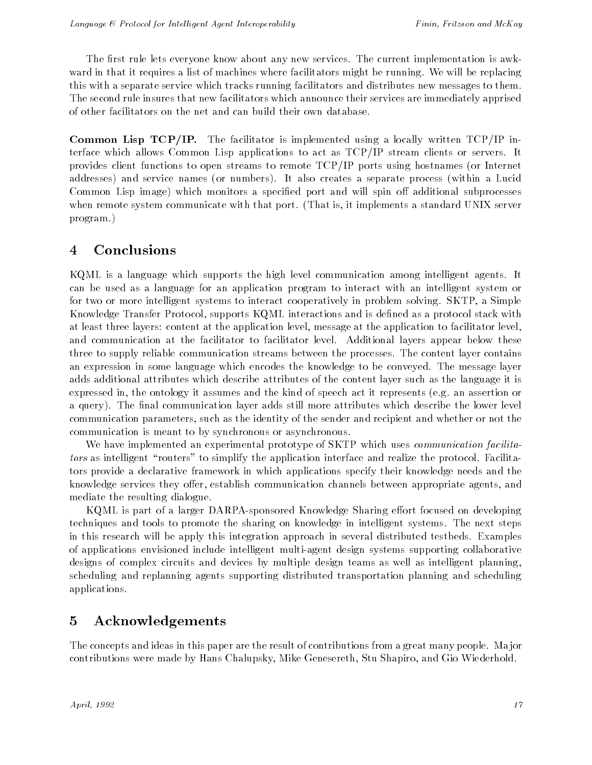The first rule lets everyone know about any new services. The current implementation is awkward in that it requires a list of machines where facilitators might be running. We will be replacing this with a separate service which tracks running facilitators and distributes new messages to them. The second rule insures that new facilitators which announce their services are immediately apprised of other facilitators on the net and can build their own database.

**Common Lisp TCP/IP.** The facilitator is implemented using a locally written TCP/IP interface which allows Common Lisp applications to act as TCP/IP stream clients or servers. It provides client functions to open streams to remote TCP/IP ports using hostnames (or Internet addresses) and service names (or numbers). It also creates a separate process (within a Lucid Common Lisp image) which monitors a specified port and will spin off additional subprocesses when remote system communicate with that port. (That is, it implements a standard UNIX server program.)

## 4 Conclusions

KQML is a language which supports the high level communication among intelligent agents. It can be used as a language for an application program to interact with an intelligent system or for two or more intelligent systems to interact cooperatively in problem solving. SKTP, a Simple Knowledge Transfer Protocol, supports KQML interactions and is defined as a protocol stack with at least three layers: content at the application level, message at the application to facilitator level, and communication at the facilitator to facilitator level. Additional layers appear below these three to supply reliable communication streams between the processes. The content layer contains an expression in some language which encodes the knowledge to be conveyed. The message layer adds additional attributes which describe attributes of the content layer such as the language it is expressed in, the ontology it assumes and the kind of speech act it represents (e.g. an assertion or a query). The final communication layer adds still more attributes which describe the lower level communication parameters, such as the identity of the sender and recipient and whether or not the communication is meant to by synchronous or asynchronous.

We have implemented an experimental prototype of SKTP which uses *communication facilitators* as intelligent "routers" to simplify the application interface and realize the protocol. Facilitators provide a declarative framework in which applications specify their knowledge needs and the knowledge services they offer, establish communication channels between appropriate agents, and mediate the resulting dialogue.

KQML is part of a larger DARPA-sponsored Knowledge Sharing effort focused on developing techniques and tools to promote the sharing on knowledge in intelligent systems. The next steps in this research will be apply this integration approach in several distributed testbeds. Examples of applications envisioned include intelligent multi-agent design systems supporting collaborative designs of complex circuits and devices by multiple design teams as well as intelligent planning, scheduling and replanning agents supporting distributed transportation planning and scheduling applications.

## 5 Acknowledgements

The concepts and ideas in this paper are the result of contributions from a great many people. Major contributions were made by Hans Chalupsky, Mike Genesereth, Stu Shapiro, and Gio Wiederhold.